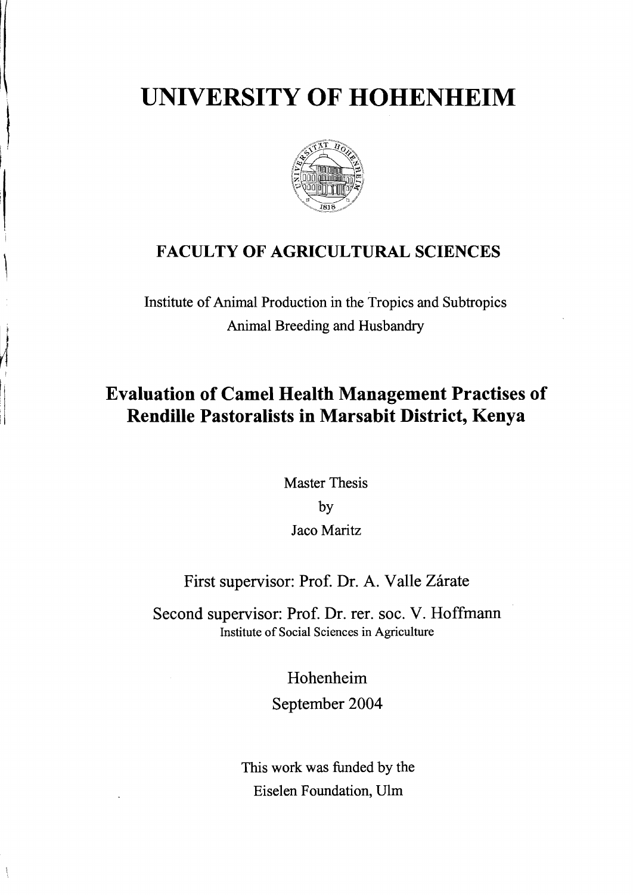# UNIVERSITY OF HOHENHEIM

## FACULTY OF AGRICULTURAL SCIENCES

Institute of Animal Production in the Tropics and Subtropics
Animal Breeding and Husbandry

## Evaluation of Camel Health Management Practises of Rendille Pastoralists in Marsabit District, Kenya

Master Thesis
by
Jaco Maritz

First supervisor: Prof. Dr. A. Valle Zárate

Second supervisor: Prof. Dr. rer. soc. V. Hoffmann
Institute of Social Sciences in Agriculture

Hohenheim
September 2004

This work was funded by the
Eiselen Foundation, Ulm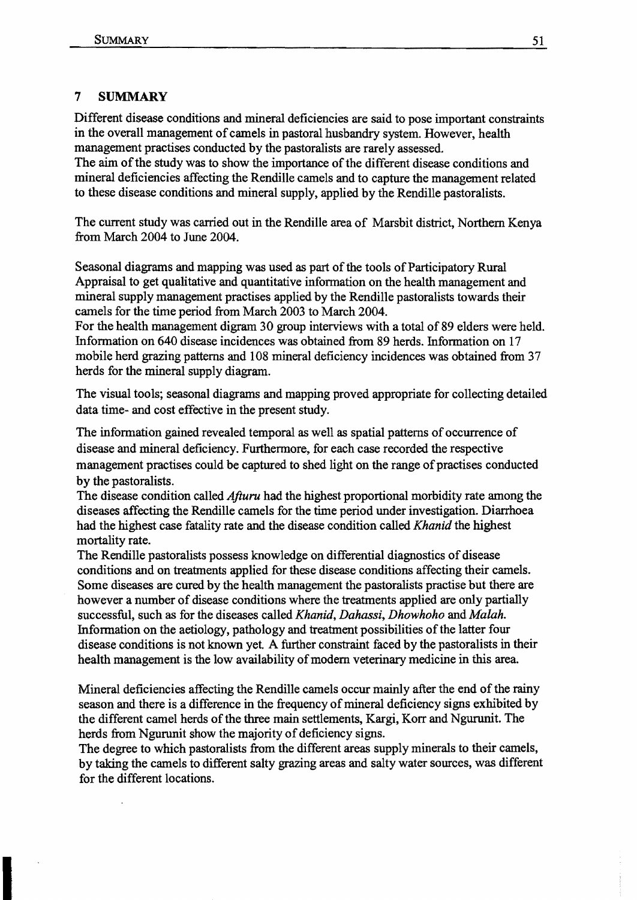# 7 SUMMARY

Different disease conditions and mineral deficiencies are said to pose important constraints in the overall management of camels in pastoral husbandry system. However, health management practises conducted by the pastoralists are rarely assessed.
The aim of the study was to show the importance of the different disease conditions and mineral deficiencies affecting the Rendille camels and to capture the management related to these disease conditions and mineral supply, applied by the Rendille pastoralists.

The current study was carried out in the Rendille area of Marsbit district, Northern Kenya from March 2004 to June 2004.

Seasonal diagrams and mapping was used as part of the tools of Participatory Rural Appraisal to get qualitative and quantitative information on the health management and mineral supply management practises applied by the Rendille pastoralists towards their camels for the time period from March 2003 to March 2004.
For the health management digram 30 group interviews with a total of 89 elders were held. Information on 640 disease incidences was obtained from 89 herds. Information on 17 mobile herd grazing patterns and 108 mineral deficiency incidences was obtained from 37 herds for the mineral supply diagram.

The visual tools; seasonal diagrams and mapping proved appropriate for collecting detailed data time- and cost effective in the present study.

The information gained revealed temporal as well as spatial patterns of occurrence of disease and mineral deficiency. Furthermore, for each case recorded the respective management practises could be captured to shed light on the range of practises conducted by the pastoralists.
The disease condition called *Afturu* had the highest proportional morbidity rate among the diseases affecting the Rendille camels for the time period under investigation. Diarrhoea had the highest case fatality rate and the disease condition called *Khanid* the highest mortality rate.
The Rendille pastoralists possess knowledge on differential diagnostics of disease conditions and on treatments applied for these disease conditions affecting their camels. Some diseases are cured by the health management the pastoralists practise but there are however a number of disease conditions where the treatments applied are only partially successful, such as for the diseases called *Khanid*, *Dahassi*, *Dhowhoho* and *Malah*. Information on the aetiology, pathology and treatment possibilities of the latter four disease conditions is not known yet. A further constraint faced by the pastoralists in their health management is the low availability of modern veterinary medicine in this area.

Mineral deficiencies affecting the Rendille camels occur mainly after the end of the rainy season and there is a difference in the frequency of mineral deficiency signs exhibited by the different camel herds of the three main settlements, Kargi, Korr and Ngurunit. The herds from Ngurunit show the majority of deficiency signs.
The degree to which pastoralists from the different areas supply minerals to their camels, by taking the camels to different salty grazing areas and salty water sources, was different for the different locations.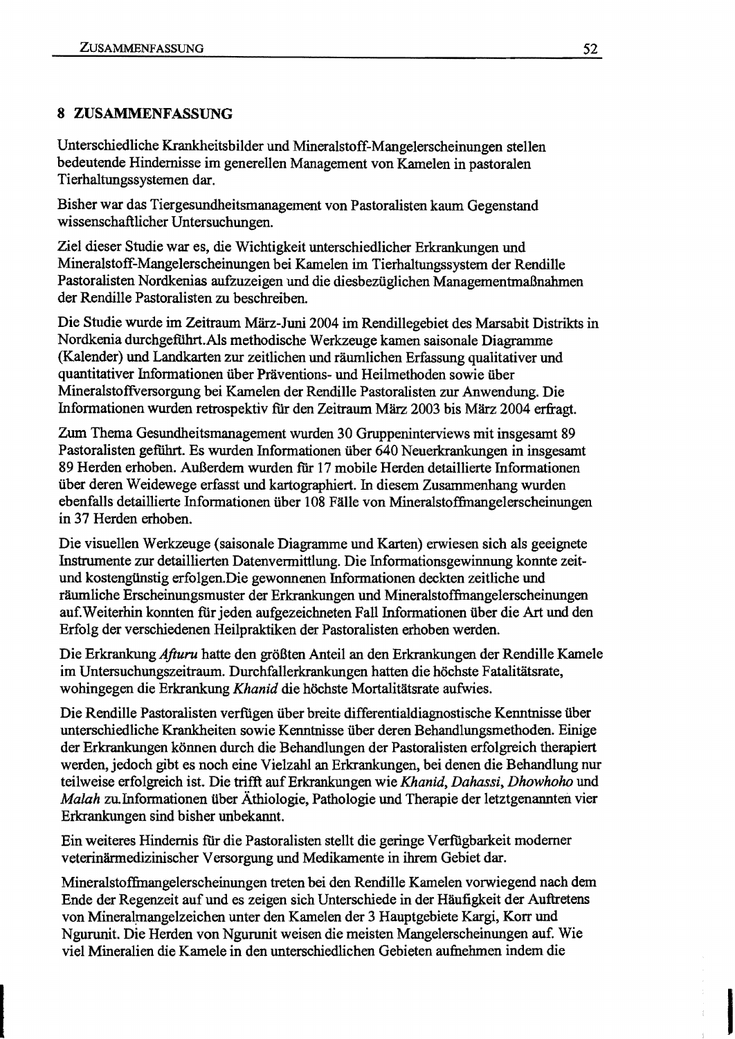## 8 ZUSAMMENFASSUNG

Unterschiedliche Krankheitsbilder und Mineralstoff-Mangelerscheinungen stellen bedeutende Hindernisse im generellen Management von Kamelen in pastoralen Tierhaltungssystemen dar.

Bisher war das Tiergesundheitsmanagement von Pastoralisten kaum Gegenstand wissenschaftlicher Untersuchungen.

Ziel dieser Studie war es, die Wichtigkeit unterschiedlicher Erkrankungen und Mineralstoff-Mangelerscheinungen bei Kamelen im Tierhaltungssystem der Rendille Pastoralisten Nordkenias aufzuzeigen und die diesbezüglichen Managementmaßnahmen der Rendille Pastoralisten zu beschreiben.

Die Studie wurde im Zeitraum März-Juni 2004 im Rendillegebiet des Marsabit Distrikts in Nordkenia durchgeführt.Als methodische Werkzeuge kamen saisonale Diagramme (Kalender) und Landkarten zur zeitlichen und räumlichen Erfassung qualitativer und quantitativer Informationen über Präventions- und Heilmethoden sowie über Mineralstoffversorgung bei Kamelen der Rendille Pastoralisten zur Anwendung. Die Informationen wurden retrospektiv für den Zeitraum März 2003 bis März 2004 erfragt.

Zum Thema Gesundheitsmanagement wurden 30 Gruppeninterviews mit insgesamt 89 Pastoralisten geführt. Es wurden Informationen über 640 Neuerkrankungen in insgesamt 89 Herden erhoben. Außerdem wurden für 17 mobile Herden detaillierte Informationen über deren Weidewege erfasst und kartographiert. In diesem Zusammenhang wurden ebenfalls detaillierte Informationen über 108 Fälle von Mineralstoffmangelerscheinungen in 37 Herden erhoben.

Die visuellen Werkzeuge (saisonale Diagramme und Karten) erwiesen sich als geeignete Instrumente zur detaillierten Datenvermittlung. Die Informationsgewinnung konnte zeit- und kostengünstig erfolgen.Die gewonnenen Informationen deckten zeitliche und räumliche Erscheinungsmuster der Erkrankungen und Mineralstoffmangelerscheinungen auf.Weiterhin konnten für jeden aufgezeichneten Fall Informationen über die Art und den Erfolg der verschiedenen Heilpraktiken der Pastoralisten erhoben werden.

Die Erkrankung *Afturu* hatte den größten Anteil an den Erkrankungen der Rendille Kamele im Untersuchungszeitraum. Durchfallerkrankungen hatten die höchste Fatalitätsrate, wohingegen die Erkrankung *Khanid* die höchste Mortalitätsrate aufwies.

Die Rendille Pastoralisten verfügen über breite differentialdiagnostische Kenntnisse über unterschiedliche Krankheiten sowie Kenntnisse über deren Behandlungsmethoden. Einige der Erkrankungen können durch die Behandlungen der Pastoralisten erfolgreich therapiert werden, jedoch gibt es noch eine Vielzahl an Erkrankungen, bei denen die Behandlung nur teilweise erfolgreich ist. Die trifft auf Erkrankungen wie *Khanid, Dahassi, Dhowhoho* und *Malah* zu.Informationen über Äthiologie, Pathologie und Therapie der letztgenannten vier Erkrankungen sind bisher unbekannt.

Ein weiteres Hindernis für die Pastoralisten stellt die geringe Verfügbarkeit moderner veterinärmedizinischer Versorgung und Medikamente in ihrem Gebiet dar.

Mineralstoffmangelerscheinungen treten bei den Rendille Kamelen vorwiegend nach dem Ende der Regenzeit auf und es zeigen sich Unterschiede in der Häufigkeit der Auftretens von Mineralmangelzeichen unter den Kamelen der 3 Hauptgebiete Kargi, Korr und Ngurunit. Die Herden von Ngurunit weisen die meisten Mangelerscheinungen auf. Wie viel Mineralien die Kamele in den unterschiedlichen Gebieten aufnehmen indem die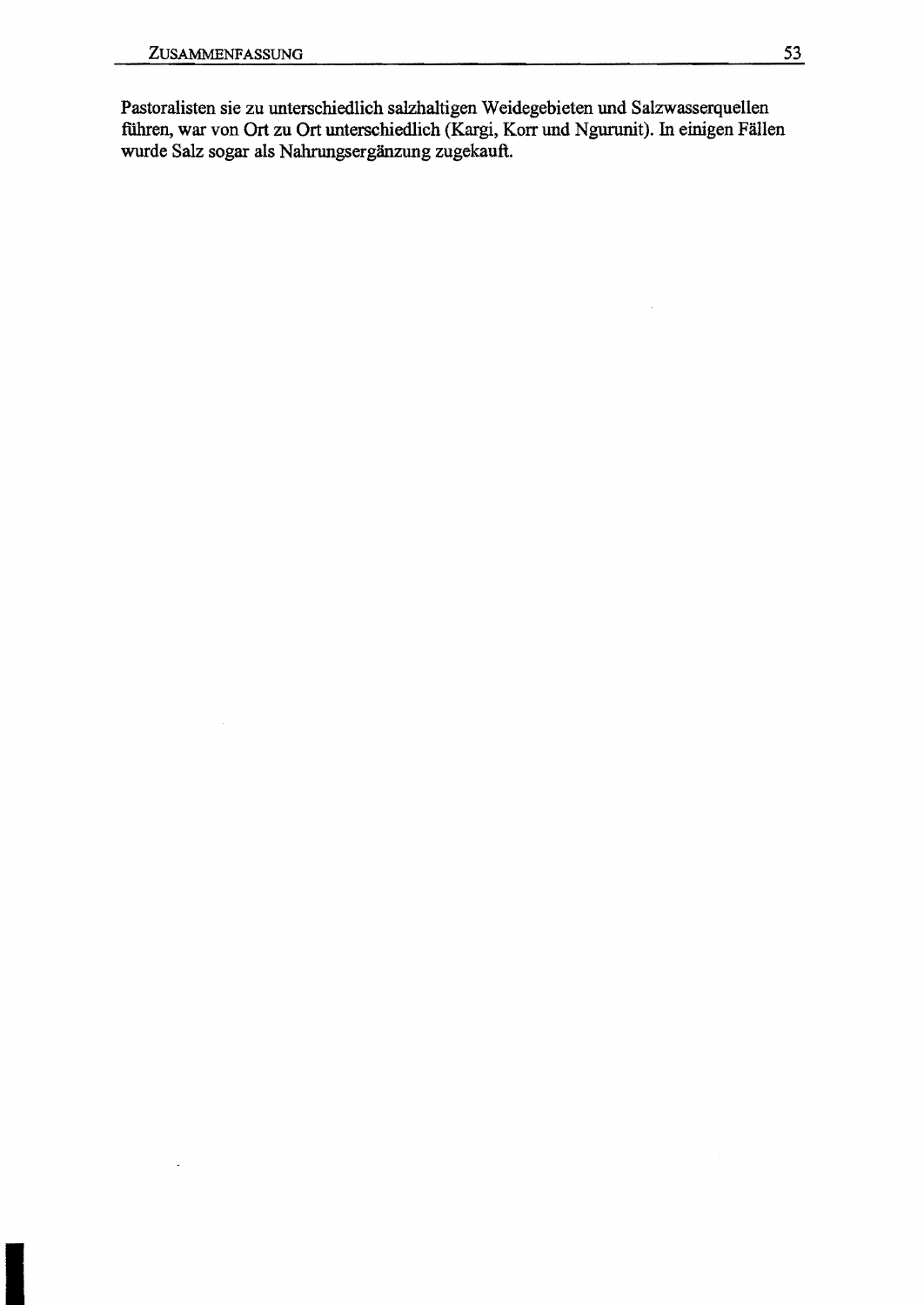Pastoralisten sie zu unterschiedlich salzhaltigen Weidegebieten und Salzwasserquellen führen, war von Ort zu Ort unterschiedlich (Kargi, Korr und Ngurunit). In einigen Fällen wurde Salz sogar als Nahrungsergänzung zugekauft.